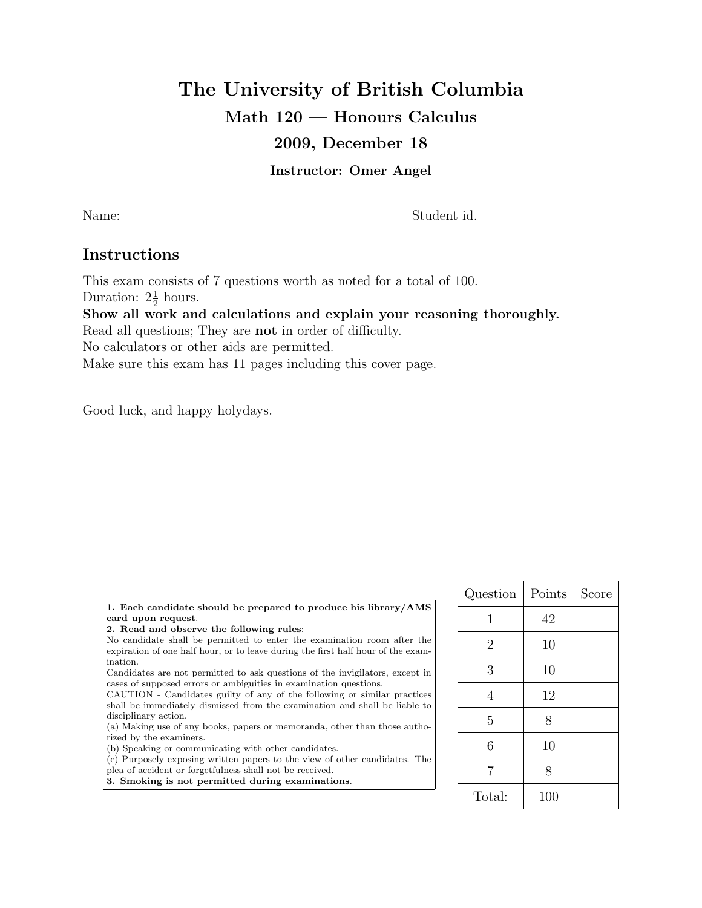# The University of British Columbia

## Math 120 — Honours Calculus

## 2009, December 18

**Instructor: Omer Angel**

Name: ______________________________ Student id. ____________________

## Instructions

This exam consists of 7 questions worth as noted for a total of 100.
Duration: $2\frac{1}{2}$ hours.
**Show all work and calculations and explain your reasoning thoroughly.**
Read all questions; They are **not** in order of difficulty.
No calculators or other aids are permitted.
Make sure this exam has 11 pages including this cover page.

Good luck, and happy holydays.

**1. Each candidate should be prepared to produce his library/AMS card upon request.**
**2. Read and observe the following rules:**
No candidate shall be permitted to enter the examination room after the expiration of one half hour, or to leave during the first half hour of the examination.
Candidates are not permitted to ask questions of the invigilators, except in cases of supposed errors or ambiguities in examination questions.
CAUTION - Candidates guilty of any of the following or similar practices shall be immediately dismissed from the examination and shall be liable to disciplinary action.
(a) Making use of any books, papers or memoranda, other than those authorized by the examiners.
(b) Speaking or communicating with other candidates.
(c) Purposely exposing written papers to the view of other candidates. The plea of accident or forgetfulness shall not be received.
**3. Smoking is not permitted during examinations.**

| Question | Points | Score |
|---|---|---|
| 1 | 42 | |
| 2 | 10 | |
| 3 | 10 | |
| 4 | 12 | |
| 5 | 8 | |
| 6 | 10 | |
| 7 | 8 | |
| Total: | 100 | |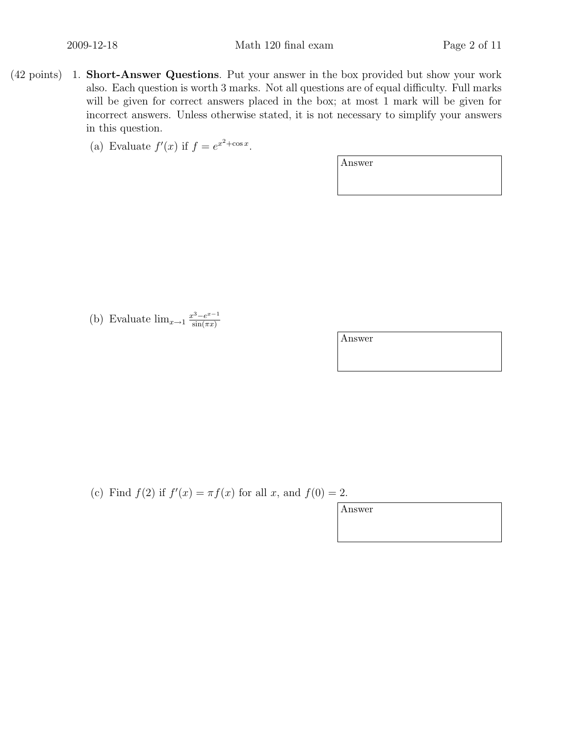(42 points) 1. **Short-Answer Questions**. Put your answer in the box provided but show your work also. Each question is worth 3 marks. Not all questions are of equal difficulty. Full marks will be given for correct answers placed in the box; at most 1 mark will be given for incorrect answers. Unless otherwise stated, it is not necessary to simplify your answers in this question.

(a) Evaluate $f'(x)$ if $f = e^{x^2+\cos x}$.

Answer

(b) Evaluate $\lim_{x\to 1} \frac{x^3 - e^{x-1}}{\sin(\pi x)}$

Answer

(c) Find $f(2)$ if $f'(x) = \pi f(x)$ for all $x$, and $f(0) = 2$.

Answer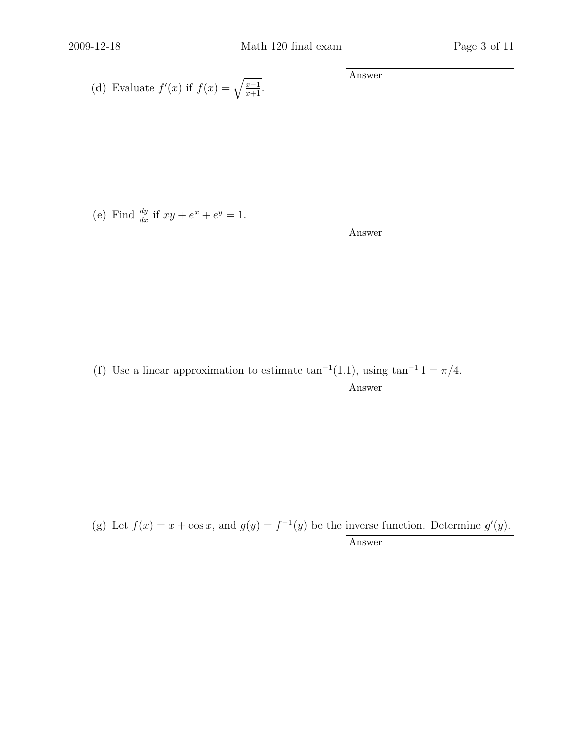(d) Evaluate $f'(x)$ if $f(x) = \sqrt{\frac{x-1}{x+1}}$.

Answer

(e) Find $\frac{dy}{dx}$ if $xy + e^x + e^y = 1$.

Answer

(f) Use a linear approximation to estimate $\tan^{-1}(1.1)$, using $\tan^{-1} 1 = \pi/4$.

Answer

(g) Let $f(x) = x + \cos x$, and $g(y) = f^{-1}(y)$ be the inverse function. Determine $g'(y)$.

Answer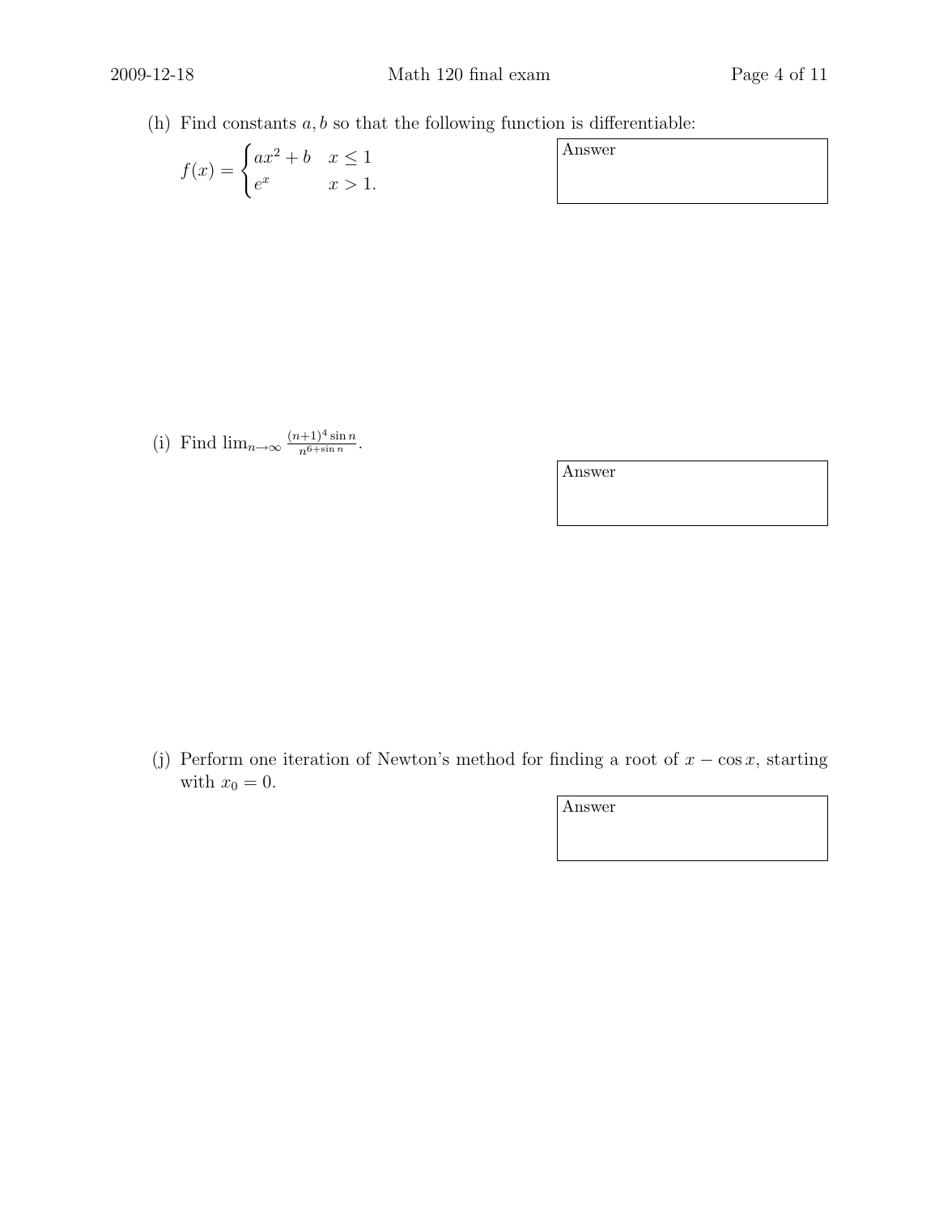(h) Find constants $a, b$ so that the following function is differentiable:

$$f(x) = \begin{cases} ax^2 + b & x \leq 1 \\ e^x & x > 1. \end{cases}$$

Answer

(i) Find $\lim_{n\to\infty} \frac{(n+1)^4 \sin n}{n^{6+\sin n}}$.

Answer

(j) Perform one iteration of Newton's method for finding a root of $x - \cos x$, starting with $x_0 = 0$.

Answer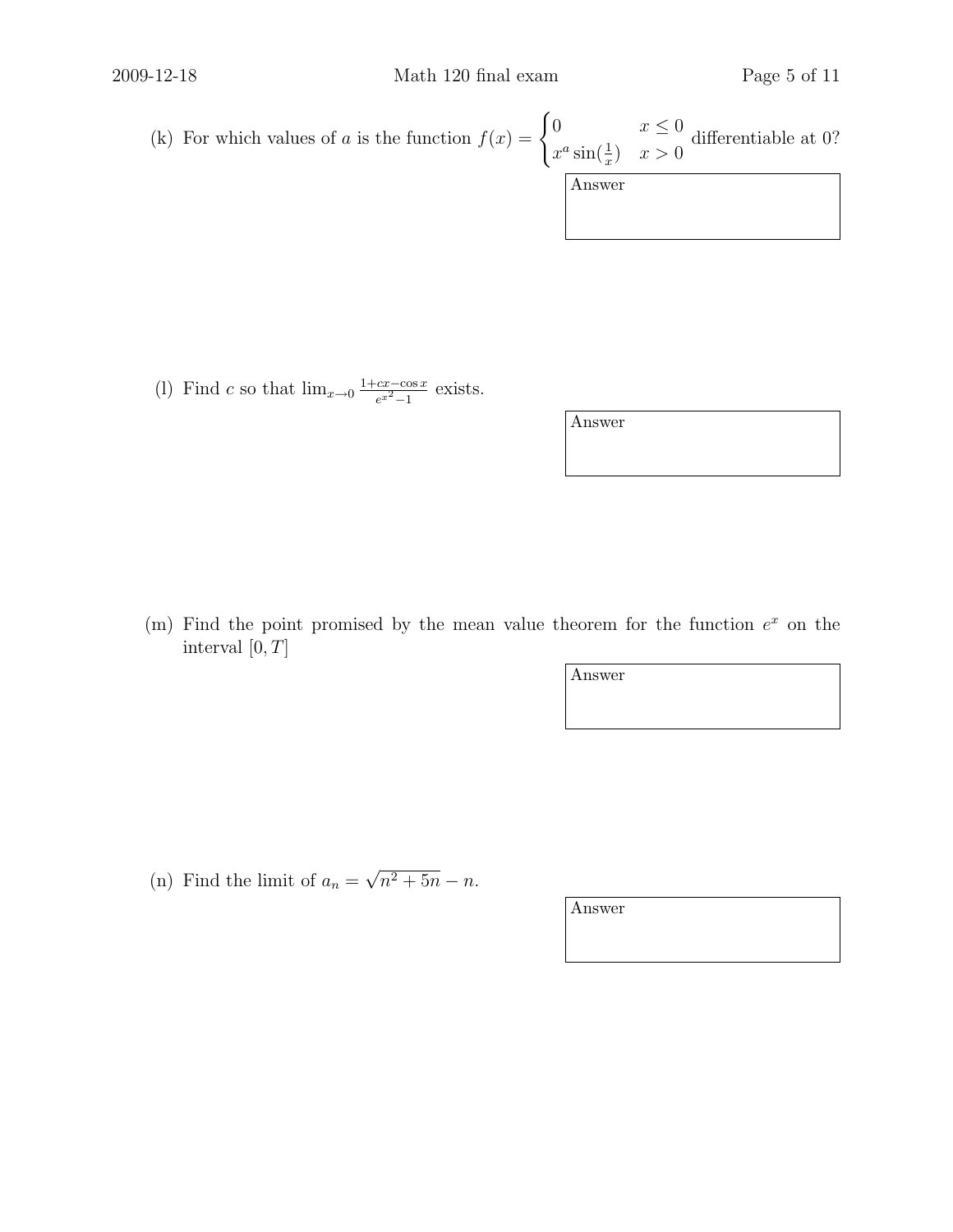(k) For which values of $a$ is the function $f(x) = \begin{cases} 0 & x \leq 0 \\ x^a \sin(\frac{1}{x}) & x > 0 \end{cases}$ differentiable at 0?

Answer

(l) Find $c$ so that $\lim_{x \to 0} \frac{1+cx-\cos x}{e^{x^2}-1}$ exists.

Answer

(m) Find the point promised by the mean value theorem for the function $e^x$ on the interval $[0, T]$

Answer

(n) Find the limit of $a_n = \sqrt{n^2 + 5n} - n$.

Answer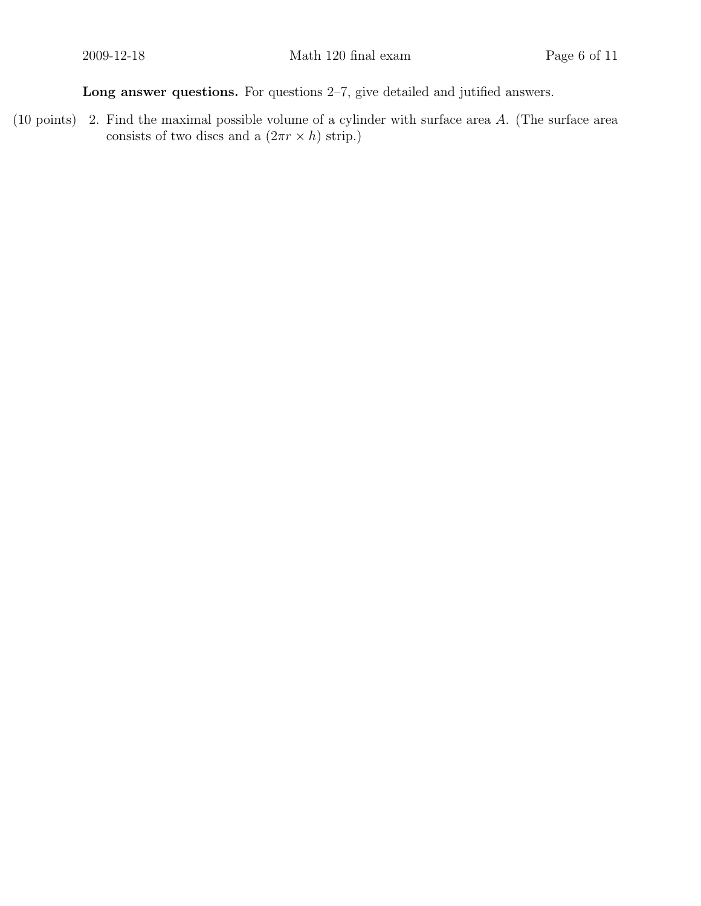**Long answer questions.** For questions 2–7, give detailed and jutified answers.

(10 points) 2. Find the maximal possible volume of a cylinder with surface area $A$. (The surface area consists of two discs and a $(2\pi r \times h)$ strip.)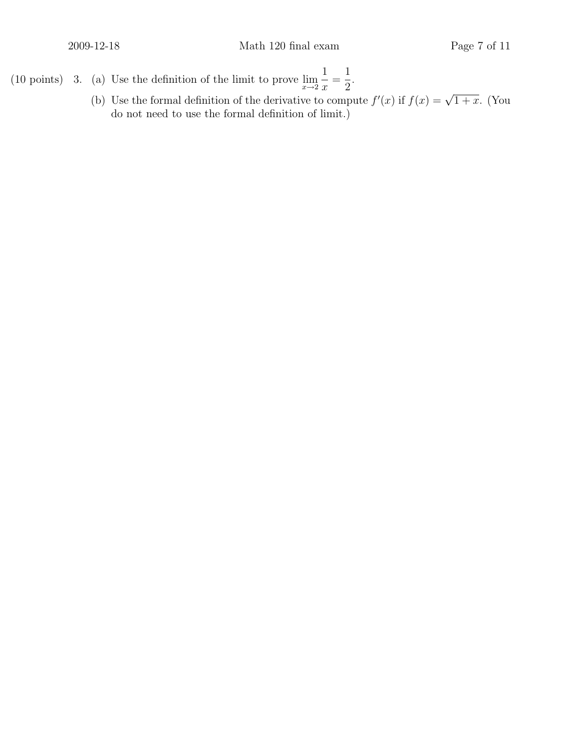(10 points) 3. (a) Use the definition of the limit to prove $\lim_{x \to 2} \frac{1}{x} = \frac{1}{2}$.

(b) Use the formal definition of the derivative to compute $f'(x)$ if $f(x) = \sqrt{1+x}$. (You do not need to use the formal definition of limit.)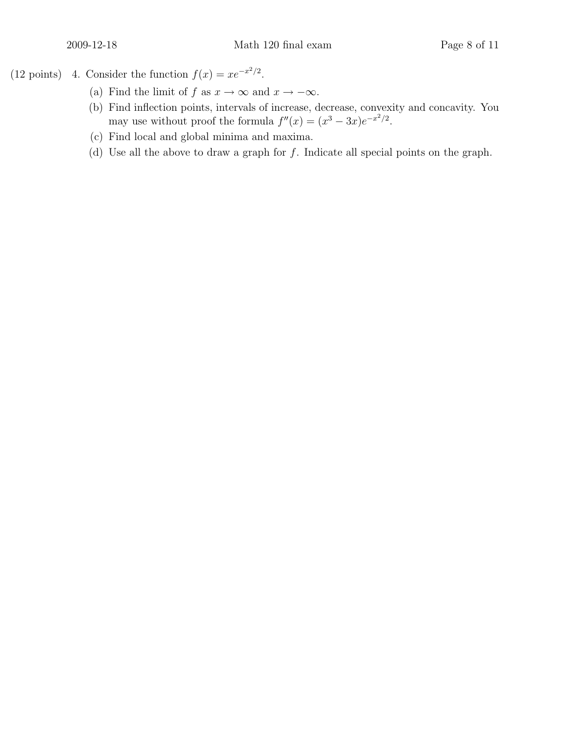(12 points) 4. Consider the function $f(x) = xe^{-x^2/2}$.

(a) Find the limit of $f$ as $x \to \infty$ and $x \to -\infty$.

(b) Find inflection points, intervals of increase, decrease, convexity and concavity. You may use without proof the formula $f''(x) = (x^3 - 3x)e^{-x^2/2}$.

(c) Find local and global minima and maxima.

(d) Use all the above to draw a graph for $f$. Indicate all special points on the graph.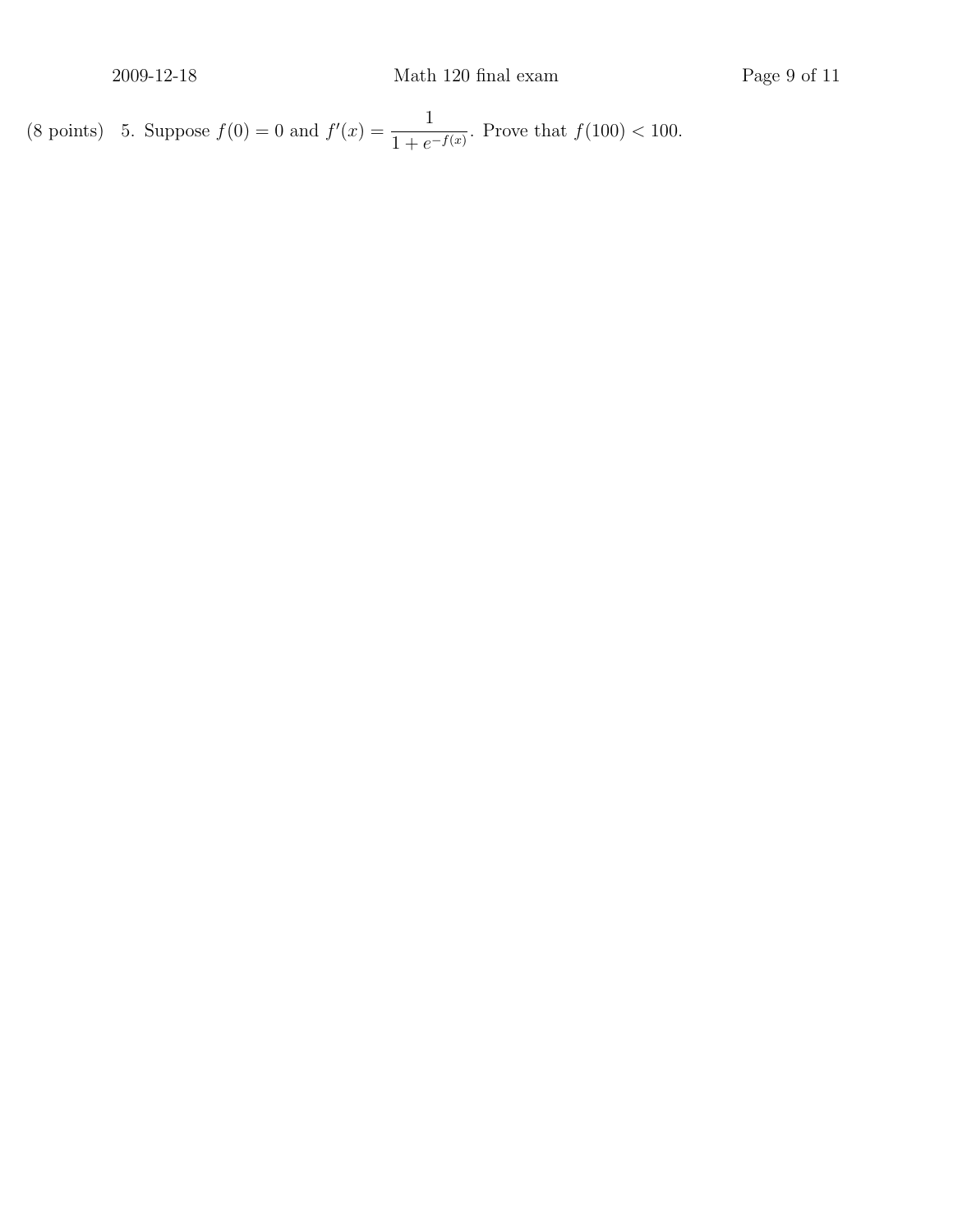(8 points) 5. Suppose $f(0) = 0$ and $f'(x) = \dfrac{1}{1 + e^{-f(x)}}$. Prove that $f(100) < 100$.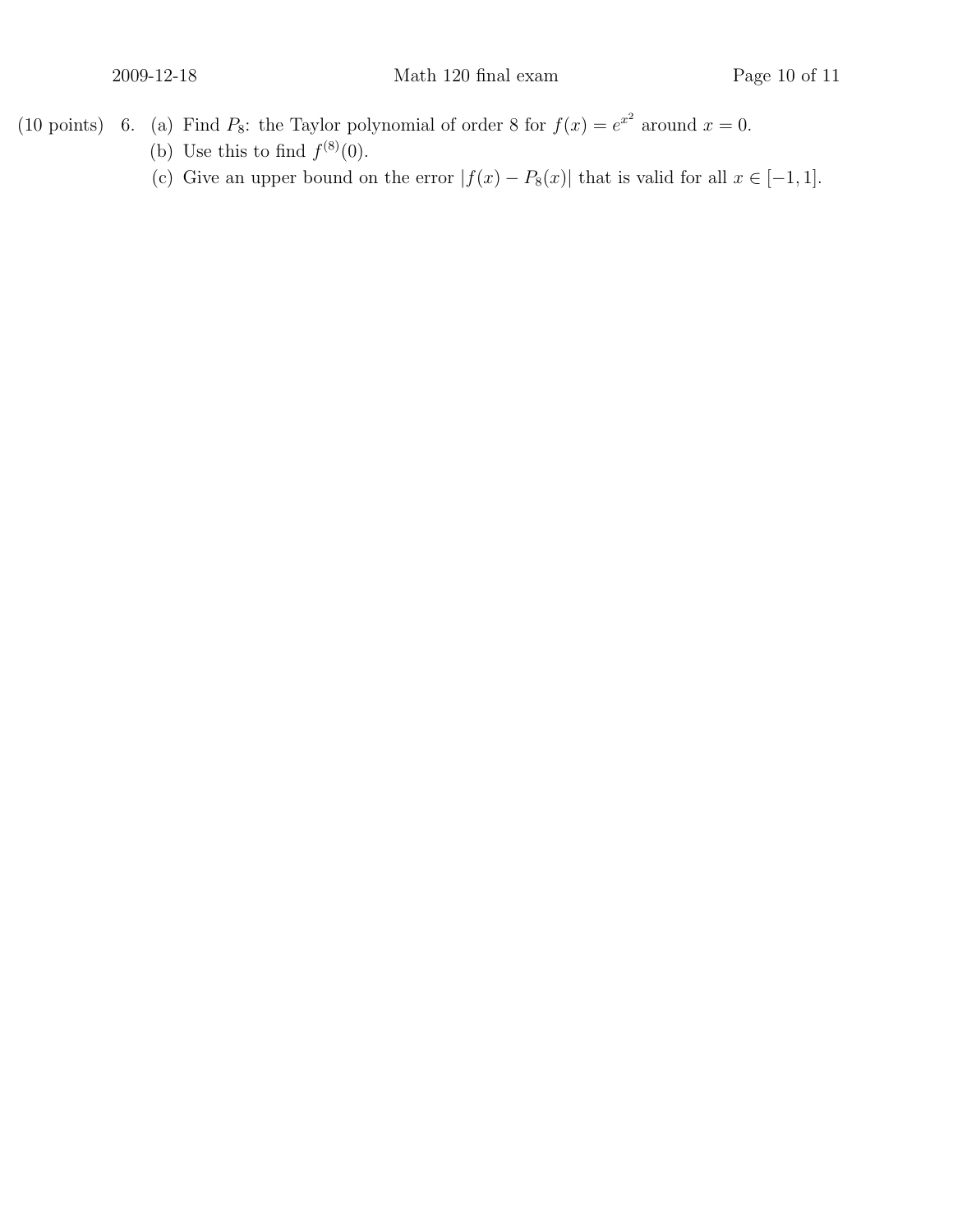(10 points) 6. (a) Find $P_8$: the Taylor polynomial of order 8 for $f(x) = e^{x^2}$ around $x = 0$.

(b) Use this to find $f^{(8)}(0)$.

(c) Give an upper bound on the error $|f(x) - P_8(x)|$ that is valid for all $x \in [-1, 1]$.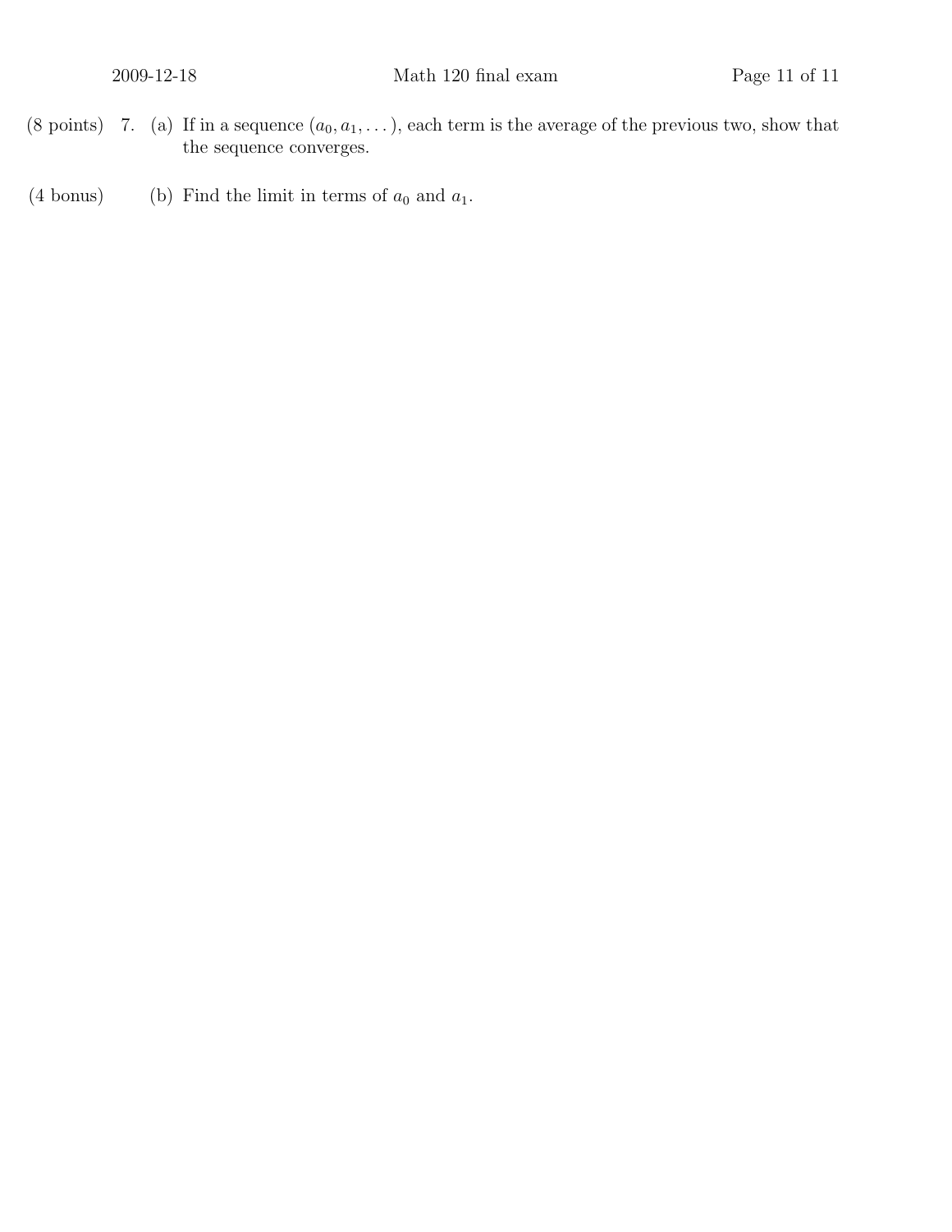(8 points) 7. (a) If in a sequence $(a_0, a_1, \dots)$, each term is the average of the previous two, show that the sequence converges.

(4 bonus) (b) Find the limit in terms of $a_0$ and $a_1$.